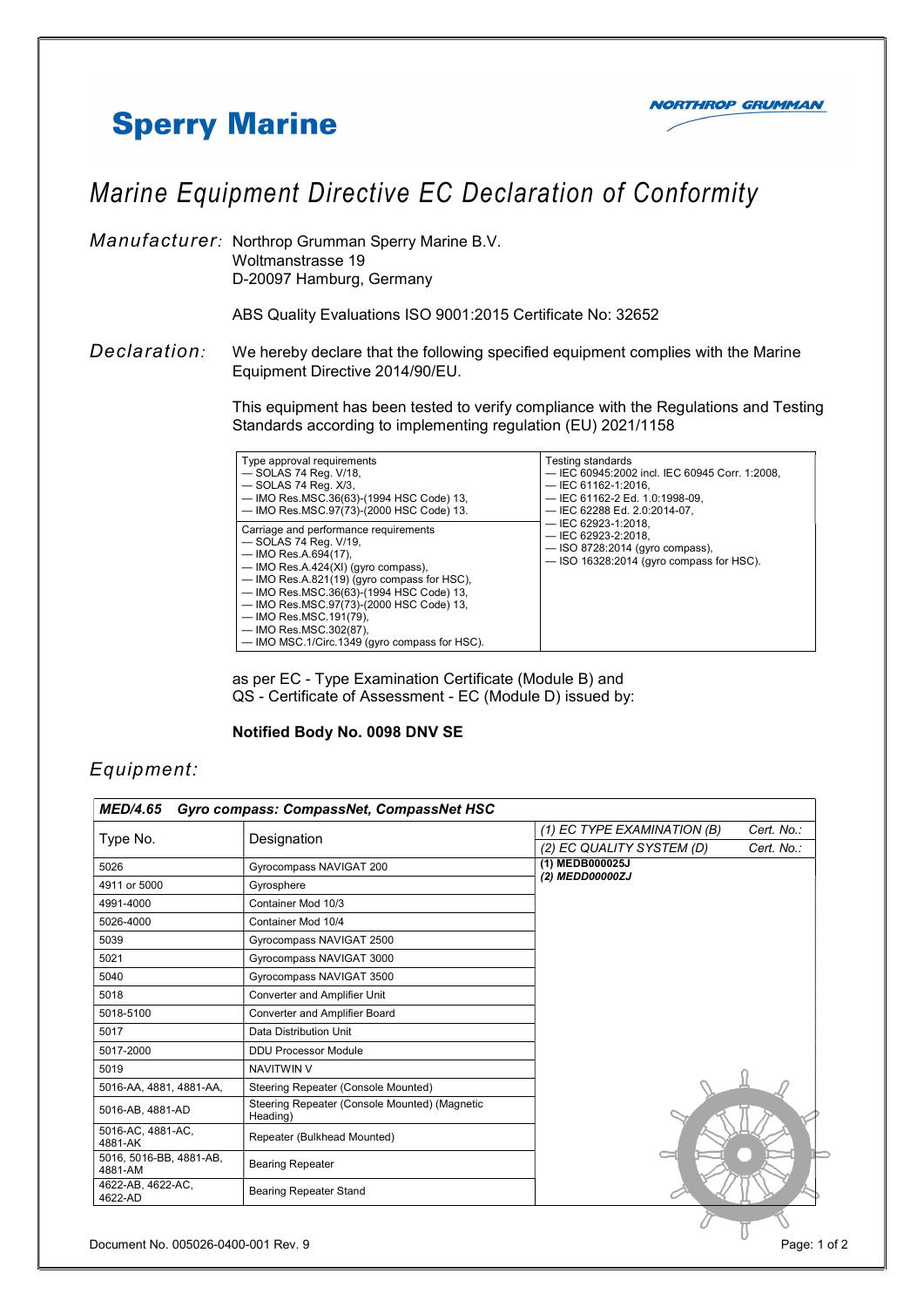**Sperry Marine** **NORTHROP GRUMMAN**

# Marine Equipment Directive EC Declaration of Conformity

*Manufacturer:* Northrop Grumman Sperry Marine B.V.
Woltmanstrasse 19
D-20097 Hamburg, Germany

ABS Quality Evaluations ISO 9001:2015 Certificate No: 32652

*Declaration:* We hereby declare that the following specified equipment complies with the Marine Equipment Directive 2014/90/EU.

This equipment has been tested to verify compliance with the Regulations and Testing Standards according to implementing regulation (EU) 2021/1158

| Requirements | Testing standards |
|---|---|
| Type approval requirements<br>— SOLAS 74 Reg. V/18,<br>— SOLAS 74 Reg. X/3,<br>— IMO Res.MSC.36(63)-(1994 HSC Code) 13,<br>— IMO Res.MSC.97(73)-(2000 HSC Code) 13. | — IEC 60945:2002 incl. IEC 60945 Corr. 1:2008,<br>— IEC 61162-1:2016,<br>— IEC 61162-2 Ed. 1.0:1998-09,<br>— IEC 62288 Ed. 2.0:2014-07,<br>— IEC 62923-1:2018,<br>— IEC 62923-2:2018,<br>— ISO 8728:2014 (gyro compass),<br>— ISO 16328:2014 (gyro compass for HSC). |
| Carriage and performance requirements<br>— SOLAS 74 Reg. V/19,<br>— IMO Res.A.694(17),<br>— IMO Res.A.424(XI) (gyro compass),<br>— IMO Res.A.821(19) (gyro compass for HSC),<br>— IMO Res.MSC.36(63)-(1994 HSC Code) 13,<br>— IMO Res.MSC.97(73)-(2000 HSC Code) 13,<br>— IMO Res.MSC.191(79),<br>— IMO Res.MSC.302(87),<br>— IMO MSC.1/Circ.1349 (gyro compass for HSC). | |

as per EC - Type Examination Certificate (Module B) and
QS - Certificate of Assessment - EC (Module D) issued by:

**Notified Body No. 0098 DNV SE**

*Equipment:*

| ***MED/4.65 Gyro compass: CompassNet, CompassNet HSC*** | | |
|---|---|---|
| Type No. | Designation | *(1) EC TYPE EXAMINATION (B) Cert. No.:*<br>*(2) EC QUALITY SYSTEM (D) Cert. No.:* |
| 5026 | Gyrocompass NAVIGAT 200 | **(1) MEDB000025J**<br>***(2) MEDD00000ZJ*** |
| 4911 or 5000 | Gyrosphere | |
| 4991-4000 | Container Mod 10/3 | |
| 5026-4000 | Container Mod 10/4 | |
| 5039 | Gyrocompass NAVIGAT 2500 | |
| 5021 | Gyrocompass NAVIGAT 3000 | |
| 5040 | Gyrocompass NAVIGAT 3500 | |
| 5018 | Converter and Amplifier Unit | |
| 5018-5100 | Converter and Amplifier Board | |
| 5017 | Data Distribution Unit | |
| 5017-2000 | DDU Processor Module | |
| 5019 | NAVITWIN V | |
| 5016-AA, 4881, 4881-AA, | Steering Repeater (Console Mounted) | |
| 5016-AB, 4881-AD | Steering Repeater (Console Mounted) (Magnetic Heading) | |
| 5016-AC, 4881-AC, 4881-AK | Repeater (Bulkhead Mounted) | |
| 5016, 5016-BB, 4881-AB, 4881-AM | Bearing Repeater | |
| 4622-AB, 4622-AC, 4622-AD | Bearing Repeater Stand | |

Document No. 005026-0400-001 Rev. 9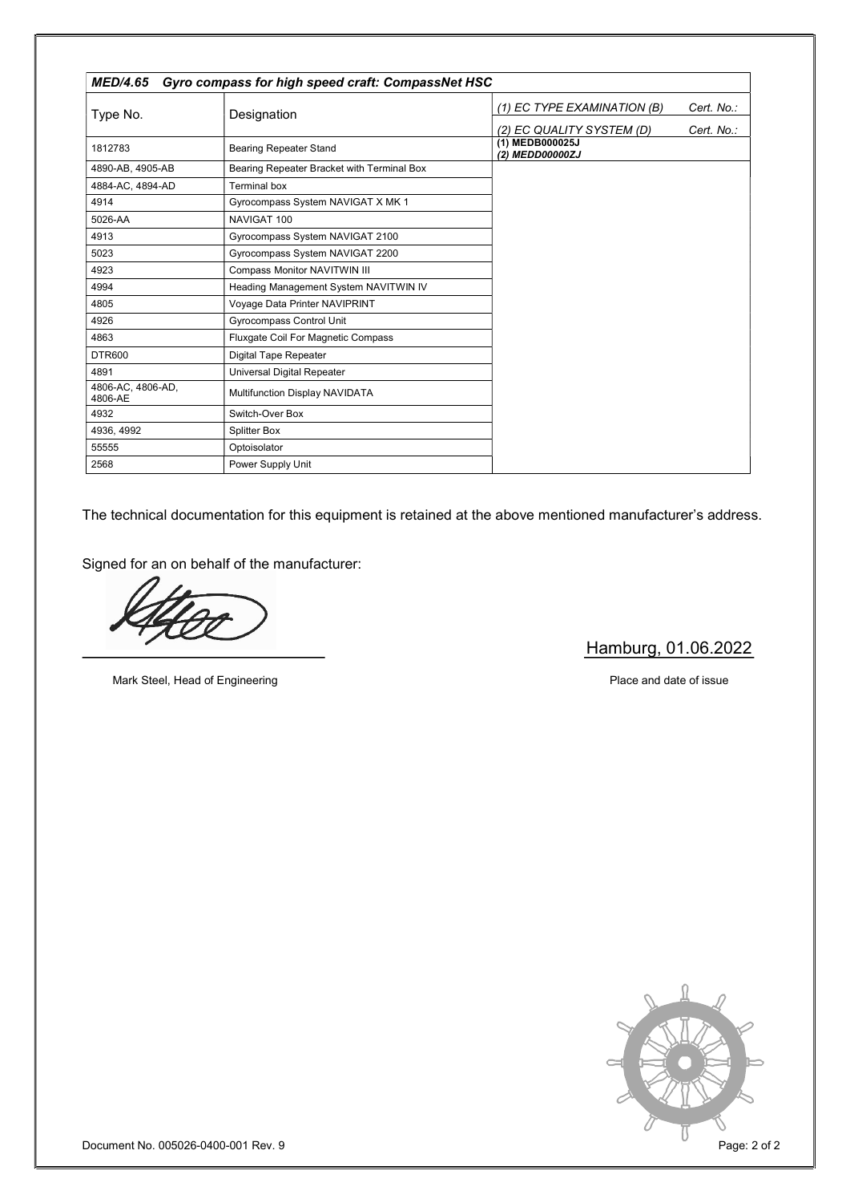| ***MED/4.65 Gyro compass for high speed craft: CompassNet HSC*** | | |
|---|---|---|
| Type No. | Designation | *(1) EC TYPE EXAMINATION (B) Cert. No.:*<br>*(2) EC QUALITY SYSTEM (D) Cert. No.:* |
| 1812783 | Bearing Repeater Stand | **(1) MEDB000025J**<br>***(2) MEDD00000ZJ*** |
| 4890-AB, 4905-AB | Bearing Repeater Bracket with Terminal Box | |
| 4884-AC, 4894-AD | Terminal box | |
| 4914 | Gyrocompass System NAVIGAT X MK 1 | |
| 5026-AA | NAVIGAT 100 | |
| 4913 | Gyrocompass System NAVIGAT 2100 | |
| 5023 | Gyrocompass System NAVIGAT 2200 | |
| 4923 | Compass Monitor NAVITWIN III | |
| 4994 | Heading Management System NAVITWIN IV | |
| 4805 | Voyage Data Printer NAVIPRINT | |
| 4926 | Gyrocompass Control Unit | |
| 4863 | Fluxgate Coil For Magnetic Compass | |
| DTR600 | Digital Tape Repeater | |
| 4891 | Universal Digital Repeater | |
| 4806-AC, 4806-AD, 4806-AE | Multifunction Display NAVIDATA | |
| 4932 | Switch-Over Box | |
| 4936, 4992 | Splitter Box | |
| 55555 | Optoisolator | |
| 2568 | Power Supply Unit | |

The technical documentation for this equipment is retained at the above mentioned manufacturer's address.

Signed for an on behalf of the manufacturer:

Mark Steel, Head of Engineering

Hamburg, 01.06.2022

Place and date of issue

Document No. 005026-0400-001 Rev. 9